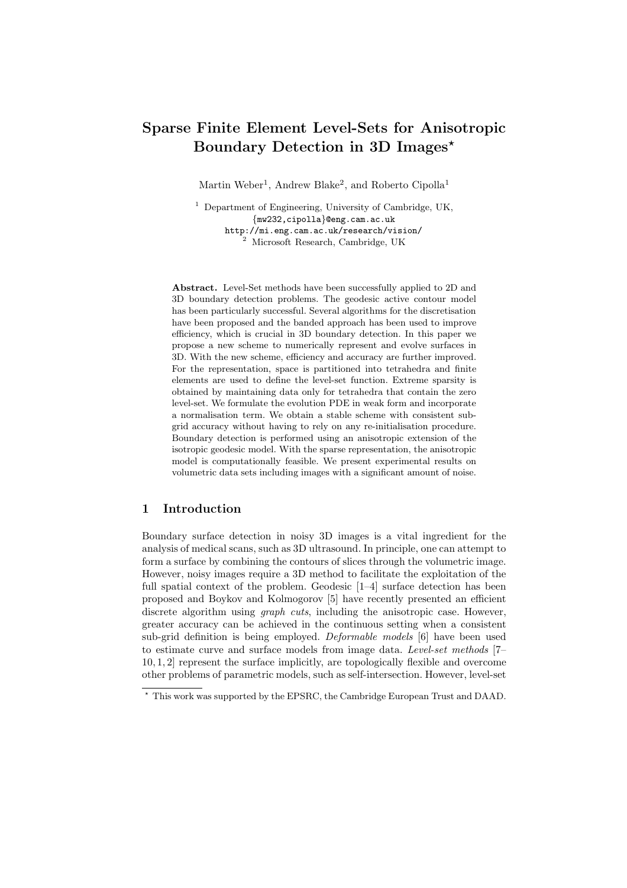# Sparse Finite Element Level-Sets for Anisotropic Boundary Detection in 3D Images*

Martin Weber[1], Andrew Blake[2], and Roberto Cipolla[1]

[1] Department of Engineering, University of Cambridge, UK,
{mw232,cipolla}@eng.cam.ac.uk
http://mi.eng.cam.ac.uk/research/vision/
[2] Microsoft Research, Cambridge, UK

**Abstract.** Level-Set methods have been successfully applied to 2D and 3D boundary detection problems. The geodesic active contour model has been particularly successful. Several algorithms for the discretisation have been proposed and the banded approach has been used to improve efficiency, which is crucial in 3D boundary detection. In this paper we propose a new scheme to numerically represent and evolve surfaces in 3D. With the new scheme, efficiency and accuracy are further improved. For the representation, space is partitioned into tetrahedra and finite elements are used to define the level-set function. Extreme sparsity is obtained by maintaining data only for tetrahedra that contain the zero level-set. We formulate the evolution PDE in weak form and incorporate a normalisation term. We obtain a stable scheme with consistent sub-grid accuracy without having to rely on any re-initialisation procedure. Boundary detection is performed using an anisotropic extension of the isotropic geodesic model. With the sparse representation, the anisotropic model is computationally feasible. We present experimental results on volumetric data sets including images with a significant amount of noise.

## 1 Introduction

Boundary surface detection in noisy 3D images is a vital ingredient for the analysis of medical scans, such as 3D ultrasound. In principle, one can attempt to form a surface by combining the contours of slices through the volumetric image. However, noisy images require a 3D method to facilitate the exploitation of the full spatial context of the problem. Geodesic [1–4] surface detection has been proposed and Boykov and Kolmogorov [5] have recently presented an efficient discrete algorithm using *graph cuts*, including the anisotropic case. However, greater accuracy can be achieved in the continuous setting when a consistent sub-grid definition is being employed. *Deformable models* [6] have been used to estimate curve and surface models from image data. *Level-set methods* [7–10, 1, 2] represent the surface implicitly, are topologically flexible and overcome other problems of parametric models, such as self-intersection. However, level-set

* This work was supported by the EPSRC, the Cambridge European Trust and DAAD.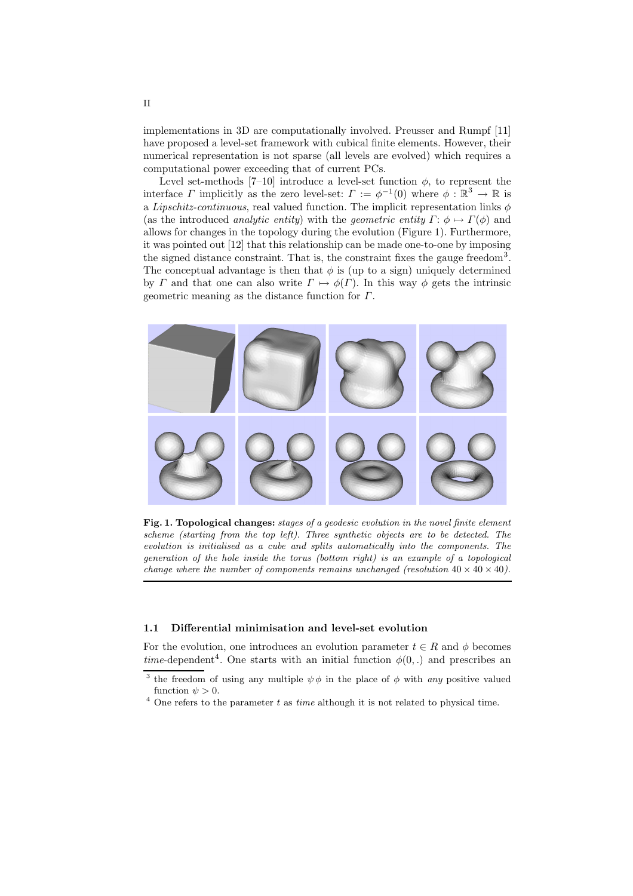implementations in 3D are computationally involved. Preusser and Rumpf [11] have proposed a level-set framework with cubical finite elements. However, their numerical representation is not sparse (all levels are evolved) which requires a computational power exceeding that of current PCs.

Level set-methods [7–10] introduce a level-set function $\phi$, to represent the interface $\Gamma$ implicitly as the zero level-set: $\Gamma := \phi^{-1}(0)$ where $\phi : \mathbb{R}^3 \to \mathbb{R}$ is a *Lipschitz-continuous*, real valued function. The implicit representation links $\phi$ (as the introduced *analytic entity*) with the *geometric entity* $\Gamma$: $\phi \mapsto \Gamma(\phi)$ and allows for changes in the topology during the evolution (Figure 1). Furthermore, it was pointed out [12] that this relationship can be made one-to-one by imposing the signed distance constraint. That is, the constraint fixes the gauge freedom[3]. The conceptual advantage is then that $\phi$ is (up to a sign) uniquely determined by $\Gamma$ and that one can also write $\Gamma \mapsto \phi(\Gamma)$. In this way $\phi$ gets the intrinsic geometric meaning as the distance function for $\Gamma$.

**Fig. 1. Topological changes:** *stages of a geodesic evolution in the novel finite element scheme (starting from the top left). Three synthetic objects are to be detected. The evolution is initialised as a cube and splits automatically into the components. The generation of the hole inside the torus (bottom right) is an example of a topological change where the number of components remains unchanged (resolution $40 \times 40 \times 40$).*

### 1.1 Differential minimisation and level-set evolution

For the evolution, one introduces an evolution parameter $t \in R$ and $\phi$ becomes *time*-dependent[4]. One starts with an initial function $\phi(0, .)$ and prescribes an

[3] the freedom of using any multiple $\psi\,\phi$ in the place of $\phi$ with *any* positive valued function $\psi > 0$.

[4] One refers to the parameter $t$ as *time* although it is not related to physical time.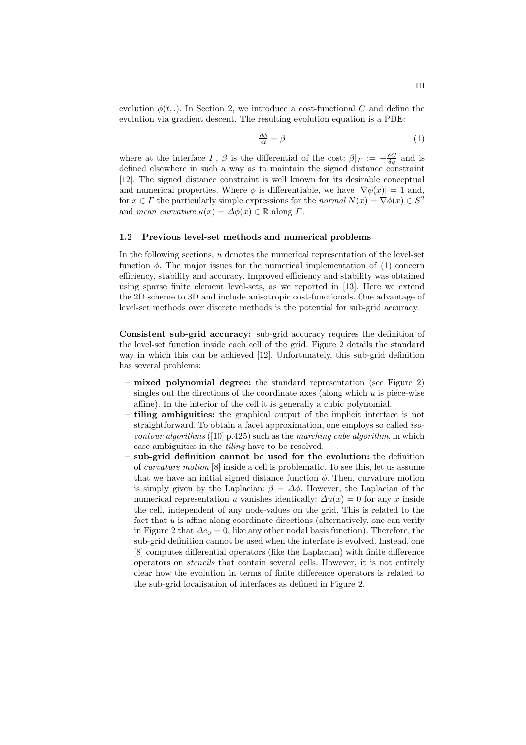evolution $\phi(t, .)$. In Section 2, we introduce a cost-functional $C$ and define the evolution via gradient descent. The resulting evolution equation is a PDE:

$$\frac{d\phi}{dt} = \beta \tag{1}$$

where at the interface $\Gamma$, $\beta$ is the differential of the cost: $\beta|_\Gamma := -\frac{\delta C}{\delta \phi}$ and is defined elsewhere in such a way as to maintain the signed distance constraint [12]. The signed distance constraint is well known for its desirable conceptual and numerical properties. Where $\phi$ is differentiable, we have $|\nabla\phi(x)| = 1$ and, for $x \in \Gamma$ the particularly simple expressions for the *normal* $N(x) = \nabla\phi(x) \in S^2$ and *mean curvature* $\kappa(x) = \Delta\phi(x) \in \mathbb{R}$ along $\Gamma$.

### 1.2 Previous level-set methods and numerical problems

In the following sections, $u$ denotes the numerical representation of the level-set function $\phi$. The major issues for the numerical implementation of (1) concern efficiency, stability and accuracy. Improved efficiency and stability was obtained using sparse finite element level-sets, as we reported in [13]. Here we extend the 2D scheme to 3D and include anisotropic cost-functionals. One advantage of level-set methods over discrete methods is the potential for sub-grid accuracy.

**Consistent sub-grid accuracy:** sub-grid accuracy requires the definition of the level-set function inside each cell of the grid. Figure 2 details the standard way in which this can be achieved [12]. Unfortunately, this sub-grid definition has several problems:

- **mixed polynomial degree:** the standard representation (see Figure 2) singles out the directions of the coordinate axes (along which $u$ is piece-wise affine). In the interior of the cell it is generally a cubic polynomial.
- **tiling ambiguities:** the graphical output of the implicit interface is not straightforward. To obtain a facet approximation, one employs so called *iso-contour algorithms* ([10] p.425) such as the *marching cube algorithm*, in which case ambiguities in the *tiling* have to be resolved.
- **sub-grid definition cannot be used for the evolution:** the definition of *curvature motion* [8] inside a cell is problematic. To see this, let us assume that we have an initial signed distance function $\phi$. Then, curvature motion is simply given by the Laplacian: $\beta = \Delta\phi$. However, the Laplacian of the numerical representation $u$ vanishes identically: $\Delta u(x) = 0$ for any $x$ inside the cell, independent of any node-values on the grid. This is related to the fact that $u$ is affine along coordinate directions (alternatively, one can verify in Figure 2 that $\Delta e_0 = 0$, like any other nodal basis function). Therefore, the sub-grid definition cannot be used when the interface is evolved. Instead, one [8] computes differential operators (like the Laplacian) with finite difference operators on *stencils* that contain several cells. However, it is not entirely clear how the evolution in terms of finite difference operators is related to the sub-grid localisation of interfaces as defined in Figure 2.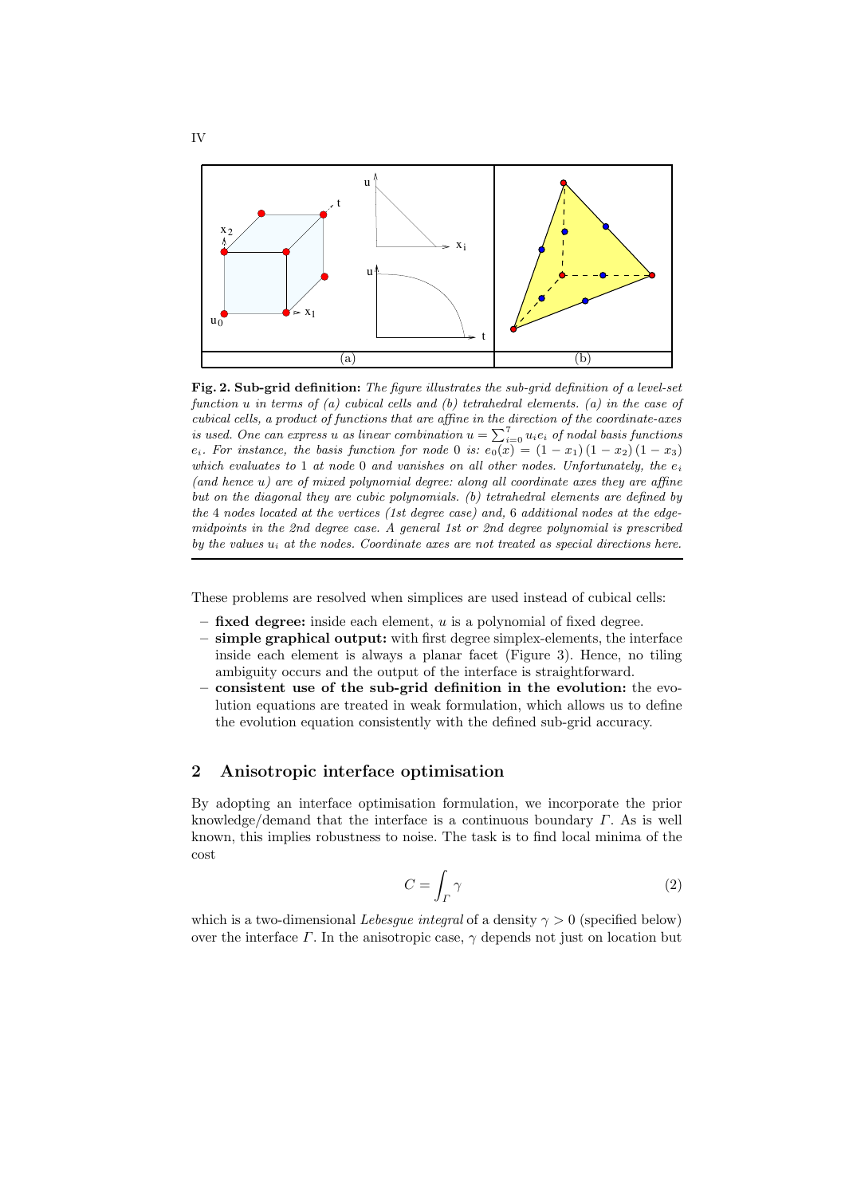**Fig. 2. Sub-grid definition:** *The figure illustrates the sub-grid definition of a level-set function $u$ in terms of (a) cubical cells and (b) tetrahedral elements. (a) in the case of cubical cells, a product of functions that are affine in the direction of the coordinate-axes is used. One can express $u$ as linear combination $u = \sum_{i=0}^{7} u_i e_i$ of nodal basis functions $e_i$. For instance, the basis function for node 0 is: $e_0(x) = (1 - x_1)(1 - x_2)(1 - x_3)$ which evaluates to 1 at node 0 and vanishes on all other nodes. Unfortunately, the $e_i$ (and hence $u$) are of mixed polynomial degree: along all coordinate axes they are affine but on the diagonal they are cubic polynomials. (b) tetrahedral elements are defined by the 4 nodes located at the vertices (1st degree case) and, 6 additional nodes at the edge-midpoints in the 2nd degree case. A general 1st or 2nd degree polynomial is prescribed by the values $u_i$ at the nodes. Coordinate axes are not treated as special directions here.*

These problems are resolved when simplices are used instead of cubical cells:

- **fixed degree:** inside each element, $u$ is a polynomial of fixed degree.
- **simple graphical output:** with first degree simplex-elements, the interface inside each element is always a planar facet (Figure 3). Hence, no tiling ambiguity occurs and the output of the interface is straightforward.
- **consistent use of the sub-grid definition in the evolution:** the evolution equations are treated in weak formulation, which allows us to define the evolution equation consistently with the defined sub-grid accuracy.

## 2 Anisotropic interface optimisation

By adopting an interface optimisation formulation, we incorporate the prior knowledge/demand that the interface is a continuous boundary $\Gamma$. As is well known, this implies robustness to noise. The task is to find local minima of the cost

$$C = \int_{\Gamma} \gamma \tag{2}$$

which is a two-dimensional *Lebesgue integral* of a density $\gamma > 0$ (specified below) over the interface $\Gamma$. In the anisotropic case, $\gamma$ depends not just on location but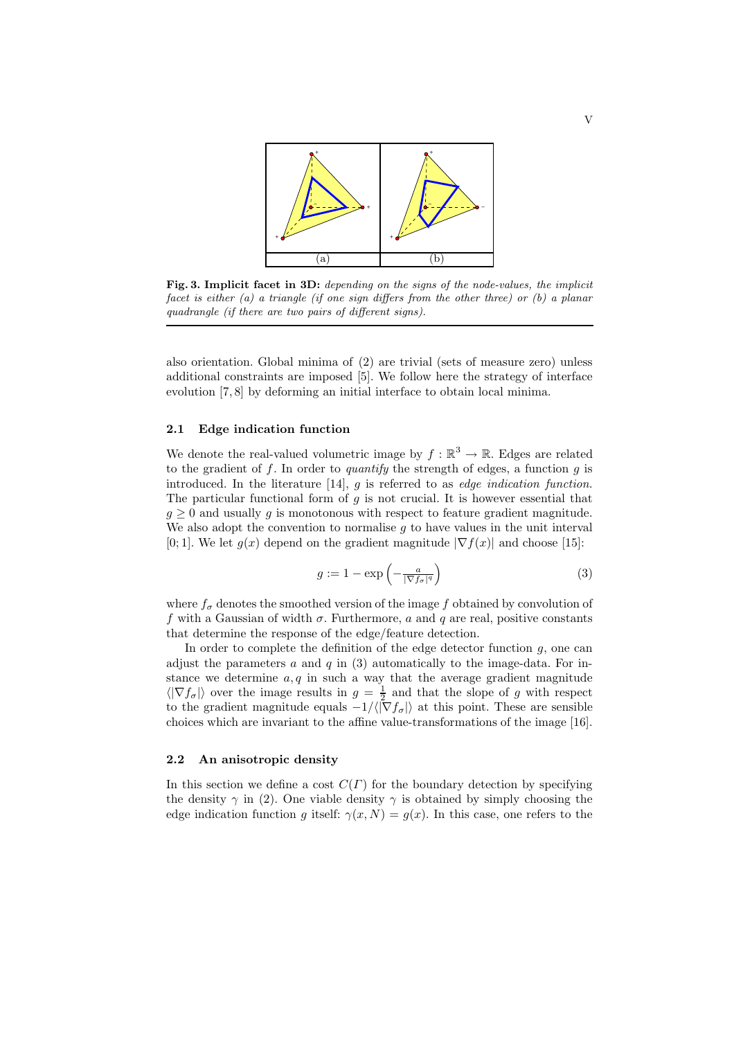**Fig. 3. Implicit facet in 3D:** *depending on the signs of the node-values, the implicit facet is either (a) a triangle (if one sign differs from the other three) or (b) a planar quadrangle (if there are two pairs of different signs).*

also orientation. Global minima of (2) are trivial (sets of measure zero) unless additional constraints are imposed [5]. We follow here the strategy of interface evolution [7, 8] by deforming an initial interface to obtain local minima.

### 2.1 Edge indication function

We denote the real-valued volumetric image by $f : \mathbb{R}^3 \to \mathbb{R}$. Edges are related to the gradient of $f$. In order to *quantify* the strength of edges, a function $g$ is introduced. In the literature [14], $g$ is referred to as *edge indication function*. The particular functional form of $g$ is not crucial. It is however essential that $g \geq 0$ and usually $g$ is monotonous with respect to feature gradient magnitude. We also adopt the convention to normalise $g$ to have values in the unit interval $[0; 1]$. We let $g(x)$ depend on the gradient magnitude $|\nabla f(x)|$ and choose [15]:

$$g := 1 - \exp\left(-\frac{a}{|\nabla f_\sigma|^q}\right) \tag{3}$$

where $f_\sigma$ denotes the smoothed version of the image $f$ obtained by convolution of $f$ with a Gaussian of width $\sigma$. Furthermore, $a$ and $q$ are real, positive constants that determine the response of the edge/feature detection.

In order to complete the definition of the edge detector function $g$, one can adjust the parameters $a$ and $q$ in (3) automatically to the image-data. For instance we determine $a, q$ in such a way that the average gradient magnitude $\langle|\nabla f_\sigma|\rangle$ over the image results in $g = \frac{1}{2}$ and that the slope of $g$ with respect to the gradient magnitude equals $-1/\langle|\nabla f_\sigma|\rangle$ at this point. These are sensible choices which are invariant to the affine value-transformations of the image [16].

### 2.2 An anisotropic density

In this section we define a cost $C(\Gamma)$ for the boundary detection by specifying the density $\gamma$ in (2). One viable density $\gamma$ is obtained by simply choosing the edge indication function $g$ itself: $\gamma(x, N) = g(x)$. In this case, one refers to the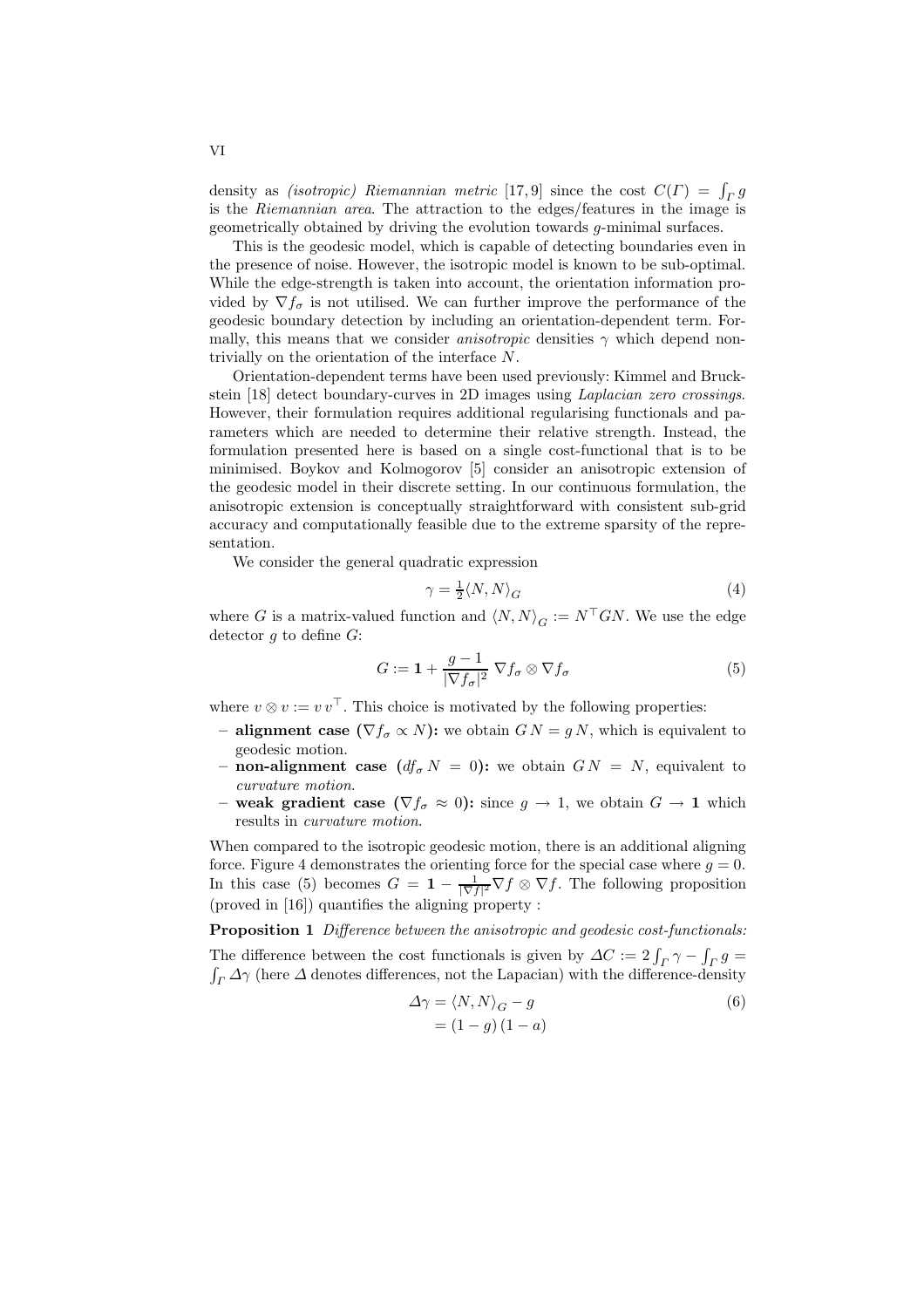density as *(isotropic) Riemannian metric* [17, 9] since the cost $C(\Gamma) = \int_\Gamma g$ is the *Riemannian area*. The attraction to the edges/features in the image is geometrically obtained by driving the evolution towards $g$-minimal surfaces.

This is the geodesic model, which is capable of detecting boundaries even in the presence of noise. However, the isotropic model is known to be sub-optimal. While the edge-strength is taken into account, the orientation information provided by $\nabla f_\sigma$ is not utilised. We can further improve the performance of the geodesic boundary detection by including an orientation-dependent term. Formally, this means that we consider *anisotropic* densities $\gamma$ which depend non-trivially on the orientation of the interface $N$.

Orientation-dependent terms have been used previously: Kimmel and Bruckstein [18] detect boundary-curves in 2D images using *Laplacian zero crossings*. However, their formulation requires additional regularising functionals and parameters which are needed to determine their relative strength. Instead, the formulation presented here is based on a single cost-functional that is to be minimised. Boykov and Kolmogorov [5] consider an anisotropic extension of the geodesic model in their discrete setting. In our continuous formulation, the anisotropic extension is conceptually straightforward with consistent sub-grid accuracy and computationally feasible due to the extreme sparsity of the representation.

We consider the general quadratic expression

$$\gamma = \tfrac{1}{2}\langle N, N\rangle_G \tag{4}$$

where $G$ is a matrix-valued function and $\langle N, N\rangle_G := N^\top G N$. We use the edge detector $g$ to define $G$:

$$G := \mathbf{1} + \frac{g-1}{|\nabla f_\sigma|^2}\, \nabla f_\sigma \otimes \nabla f_\sigma \tag{5}$$

where $v \otimes v := v\, v^\top$. This choice is motivated by the following properties:

- **alignment case ($\nabla f_\sigma \propto N$):** we obtain $G\,N = g\,N$, which is equivalent to geodesic motion.
- **non-alignment case ($df_\sigma\, N = 0$):** we obtain $G\,N = N$, equivalent to *curvature motion*.
- **weak gradient case ($\nabla f_\sigma \approx 0$):** since $g \to 1$, we obtain $G \to \mathbf{1}$ which results in *curvature motion*.

When compared to the isotropic geodesic motion, there is an additional aligning force. Figure 4 demonstrates the orienting force for the special case where $g = 0$. In this case (5) becomes $G = \mathbf{1} - \frac{1}{|\nabla f|^2}\nabla f \otimes \nabla f$. The following proposition (proved in [16]) quantifies the aligning property :

**Proposition 1** *Difference between the anisotropic and geodesic cost-functionals:* The difference between the cost functionals is given by $\Delta C := 2\int_\Gamma \gamma - \int_\Gamma g = \int_\Gamma \Delta\gamma$ (here $\Delta$ denotes differences, not the Lapacian) with the difference-density

$$\begin{aligned}\Delta\gamma &= \langle N, N\rangle_G - g \\ &= (1-g)\,(1-a)\end{aligned} \tag{6}$$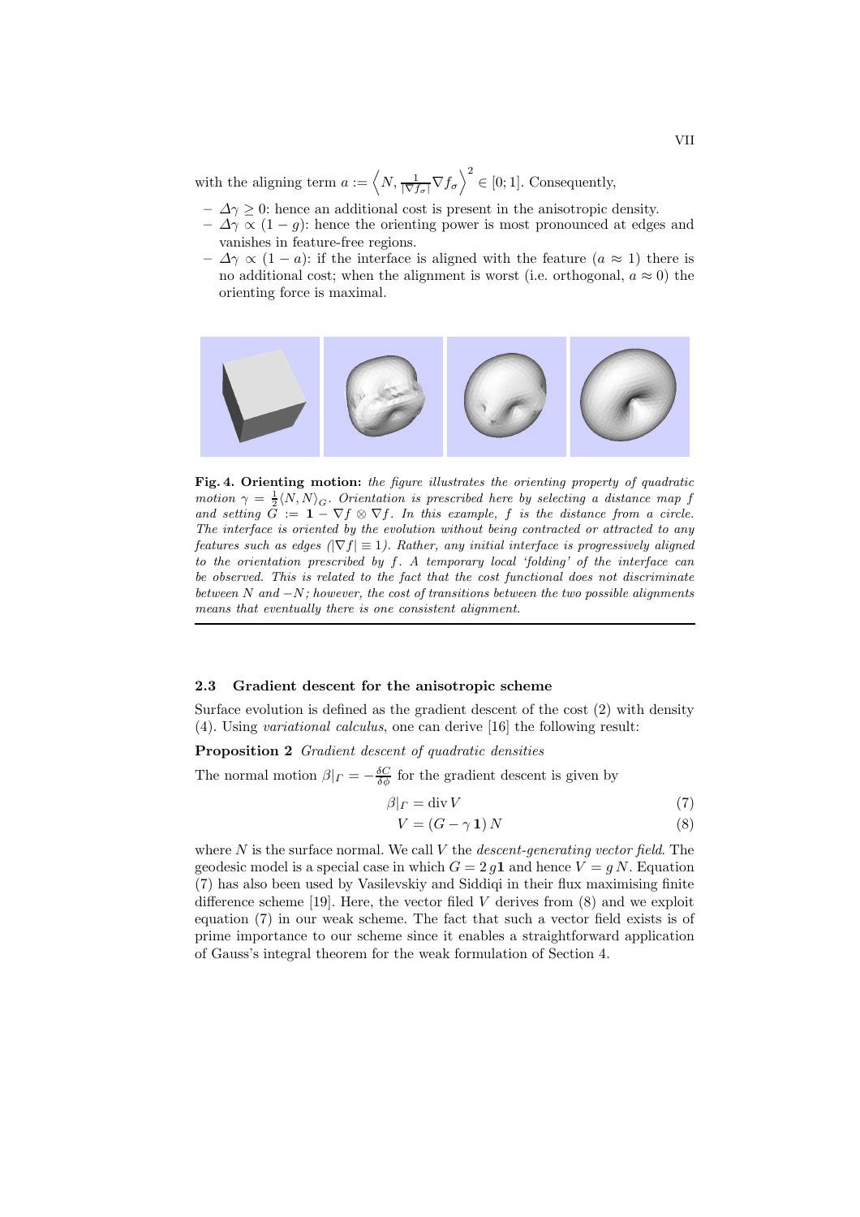with the aligning term $a := \left\langle N, \frac{1}{|\nabla f_\sigma|}\nabla f_\sigma \right\rangle^2 \in [0;1]$. Consequently,

- $\Delta\gamma \geq 0$: hence an additional cost is present in the anisotropic density.
- $\Delta\gamma \propto (1-g)$: hence the orienting power is most pronounced at edges and vanishes in feature-free regions.
- $\Delta\gamma \propto (1-a)$: if the interface is aligned with the feature ($a \approx 1$) there is no additional cost; when the alignment is worst (i.e. orthogonal, $a \approx 0$) the orienting force is maximal.

**Fig. 4. Orienting motion:** *the figure illustrates the orienting property of quadratic motion $\gamma = \frac{1}{2}\langle N, N\rangle_G$. Orientation is prescribed here by selecting a distance map $f$ and setting $G := \mathbf{1} - \nabla f \otimes \nabla f$. In this example, $f$ is the distance from a circle. The interface is oriented by the evolution without being contracted or attracted to any features such as edges ($|\nabla f| \equiv 1$). Rather, any initial interface is progressively aligned to the orientation prescribed by $f$. A temporary local 'folding' of the interface can be observed. This is related to the fact that the cost functional does not discriminate between $N$ and $-N$; however, the cost of transitions between the two possible alignments means that eventually there is one consistent alignment.*

### 2.3 Gradient descent for the anisotropic scheme

Surface evolution is defined as the gradient descent of the cost (2) with density (4). Using *variational calculus*, one can derive [16] the following result:

**Proposition 2** *Gradient descent of quadratic densities*

The normal motion $\beta|_\Gamma = -\frac{\delta C}{\delta \phi}$ for the gradient descent is given by

$$\beta|_\Gamma = \operatorname{div} V \tag{7}$$

$$V = (G - \gamma\,\mathbf{1})\,N \tag{8}$$

where $N$ is the surface normal. We call $V$ the *descent-generating vector field*. The geodesic model is a special case in which $G = 2\,g\mathbf{1}$ and hence $V = g\,N$. Equation (7) has also been used by Vasilevskiy and Siddiqi in their flux maximising finite difference scheme [19]. Here, the vector filed $V$ derives from (8) and we exploit equation (7) in our weak scheme. The fact that such a vector field exists is of prime importance to our scheme since it enables a straightforward application of Gauss's integral theorem for the weak formulation of Section 4.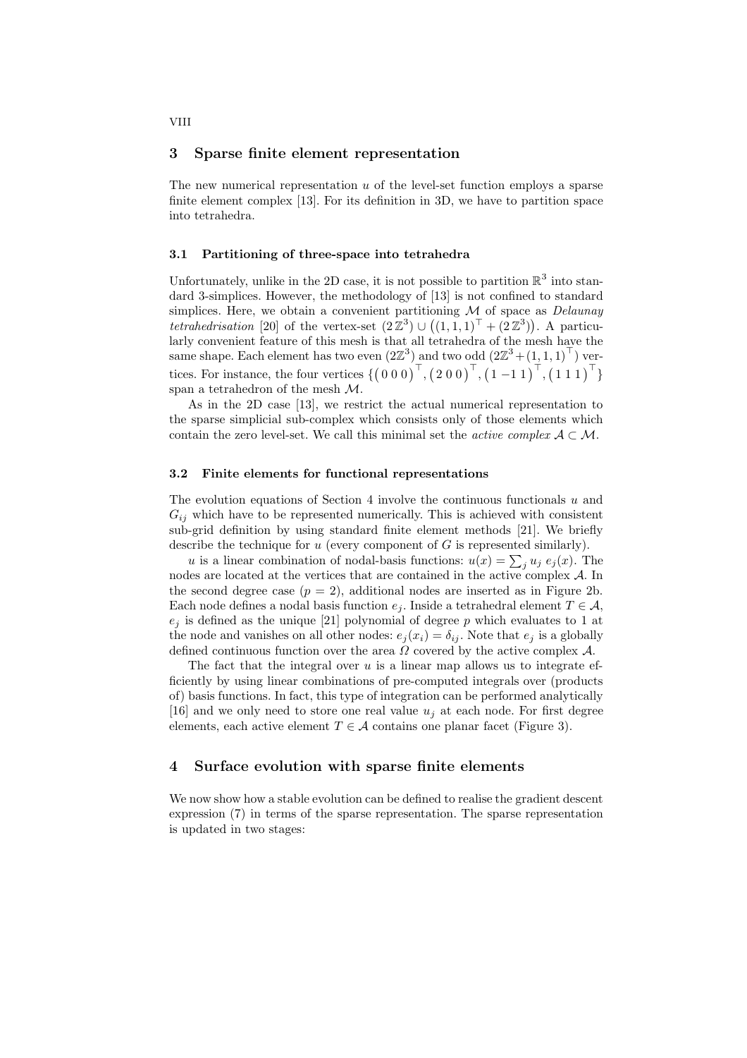## 3 Sparse finite element representation

The new numerical representation $u$ of the level-set function employs a sparse finite element complex [13]. For its definition in 3D, we have to partition space into tetrahedra.

### 3.1 Partitioning of three-space into tetrahedra

Unfortunately, unlike in the 2D case, it is not possible to partition $\mathbb{R}^3$ into standard 3-simplices. However, the methodology of [13] is not confined to standard simplices. Here, we obtain a convenient partitioning $\mathcal{M}$ of space as *Delaunay tetrahedrisation* [20] of the vertex-set $(2\,\mathbb{Z}^3) \cup \left((1,1,1)^\top + (2\,\mathbb{Z}^3)\right)$. A particularly convenient feature of this mesh is that all tetrahedra of the mesh have the same shape. Each element has two even $(2\mathbb{Z}^3)$ and two odd $(2\mathbb{Z}^3 + (1,1,1)^\top)$ vertices. For instance, the four vertices $\{\left(0\;0\;0\right)^\top, \left(2\;0\;0\right)^\top, \left(1\;{-1}\;1\right)^\top, \left(1\;1\;1\right)^\top\}$ span a tetrahedron of the mesh $\mathcal{M}$.

As in the 2D case [13], we restrict the actual numerical representation to the sparse simplicial sub-complex which consists only of those elements which contain the zero level-set. We call this minimal set the *active complex* $\mathcal{A} \subset \mathcal{M}$.

### 3.2 Finite elements for functional representations

The evolution equations of Section 4 involve the continuous functionals $u$ and $G_{ij}$ which have to be represented numerically. This is achieved with consistent sub-grid definition by using standard finite element methods [21]. We briefly describe the technique for $u$ (every component of $G$ is represented similarly).

$u$ is a linear combination of nodal-basis functions: $u(x) = \sum_j u_j\; e_j(x)$. The nodes are located at the vertices that are contained in the active complex $\mathcal{A}$. In the second degree case ($p = 2$), additional nodes are inserted as in Figure 2b. Each node defines a nodal basis function $e_j$. Inside a tetrahedral element $T \in \mathcal{A}$, $e_j$ is defined as the unique [21] polynomial of degree $p$ which evaluates to 1 at the node and vanishes on all other nodes: $e_j(x_i) = \delta_{ij}$. Note that $e_j$ is a globally defined continuous function over the area $\Omega$ covered by the active complex $\mathcal{A}$.

The fact that the integral over $u$ is a linear map allows us to integrate efficiently by using linear combinations of pre-computed integrals over (products of) basis functions. In fact, this type of integration can be performed analytically [16] and we only need to store one real value $u_j$ at each node. For first degree elements, each active element $T \in \mathcal{A}$ contains one planar facet (Figure 3).

## 4 Surface evolution with sparse finite elements

We now show how a stable evolution can be defined to realise the gradient descent expression (7) in terms of the sparse representation. The sparse representation is updated in two stages: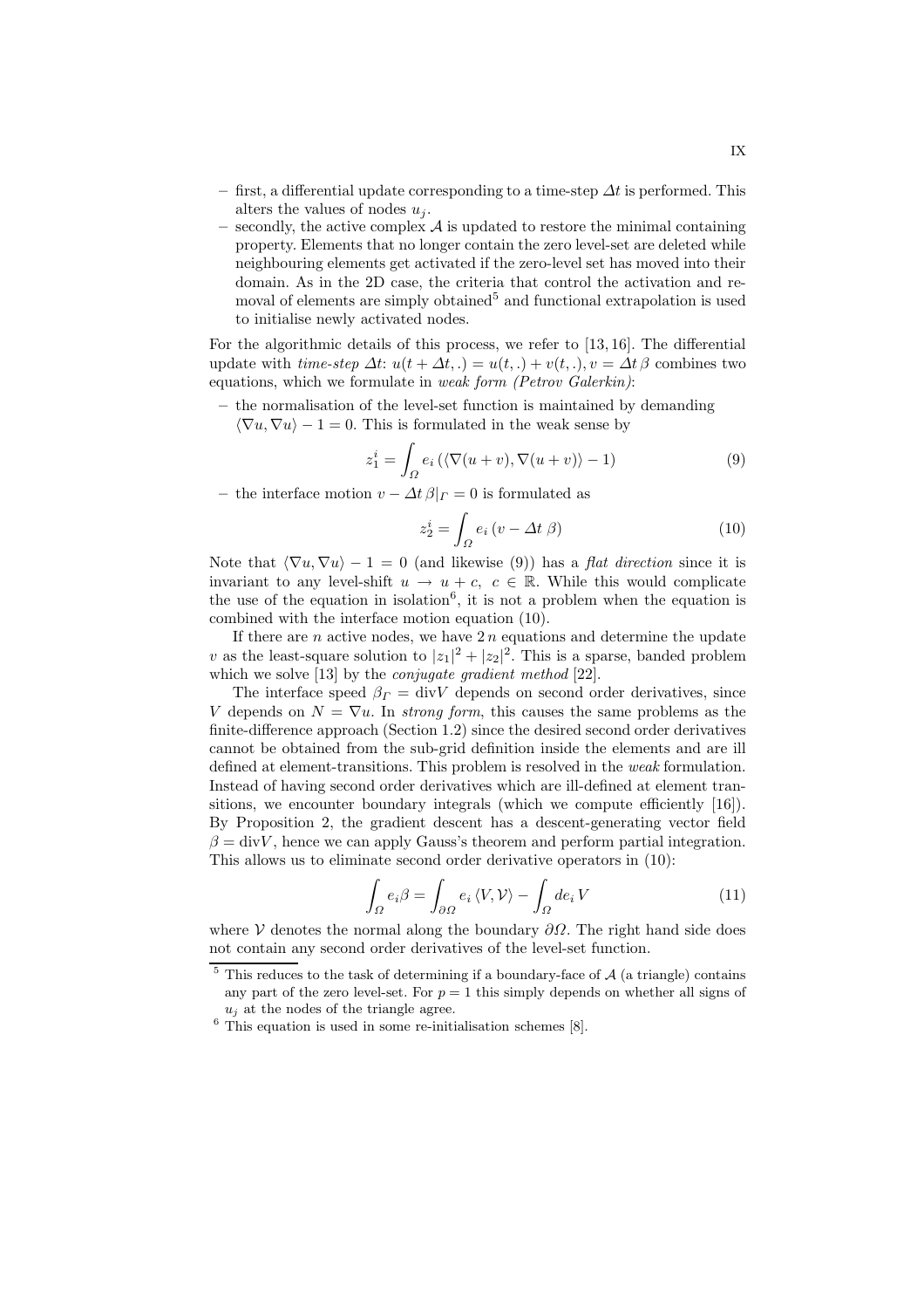- first, a differential update corresponding to a time-step $\Delta t$ is performed. This alters the values of nodes $u_j$.
- secondly, the active complex $\mathcal{A}$ is updated to restore the minimal containing property. Elements that no longer contain the zero level-set are deleted while neighbouring elements get activated if the zero-level set has moved into their domain. As in the 2D case, the criteria that control the activation and removal of elements are simply obtained[5] and functional extrapolation is used to initialise newly activated nodes.

For the algorithmic details of this process, we refer to [13, 16]. The differential update with *time-step* $\Delta t$: $u(t + \Delta t, .) = u(t, .) + v(t, .), v = \Delta t \, \beta$ combines two equations, which we formulate in *weak form (Petrov Galerkin)*:

- the normalisation of the level-set function is maintained by demanding $\langle \nabla u, \nabla u \rangle - 1 = 0$. This is formulated in the weak sense by

$$z_1^i = \int_\Omega e_i \left( \langle \nabla(u + v), \nabla(u + v) \rangle - 1 \right) \tag{9}$$

- the interface motion $v - \Delta t \, \beta|_\Gamma = 0$ is formulated as

$$z_2^i = \int_\Omega e_i \left( v - \Delta t \; \beta \right) \tag{10}$$

Note that $\langle \nabla u, \nabla u \rangle - 1 = 0$ (and likewise (9)) has a *flat direction* since it is invariant to any level-shift $u \to u + c, \; c \in \mathbb{R}$. While this would complicate the use of the equation in isolation[6], it is not a problem when the equation is combined with the interface motion equation (10).

If there are $n$ active nodes, we have $2\,n$ equations and determine the update $v$ as the least-square solution to $|z_1|^2 + |z_2|^2$. This is a sparse, banded problem which we solve [13] by the *conjugate gradient method* [22].

The interface speed $\beta_\Gamma = \mathrm{div} V$ depends on second order derivatives, since $V$ depends on $N = \nabla u$. In *strong form*, this causes the same problems as the finite-difference approach (Section 1.2) since the desired second order derivatives cannot be obtained from the sub-grid definition inside the elements and are ill defined at element-transitions. This problem is resolved in the *weak* formulation. Instead of having second order derivatives which are ill-defined at element transitions, we encounter boundary integrals (which we compute efficiently [16]). By Proposition 2, the gradient descent has a descent-generating vector field $\beta = \mathrm{div} V$, hence we can apply Gauss's theorem and perform partial integration. This allows us to eliminate second order derivative operators in (10):

$$\int_\Omega e_i \beta = \int_{\partial \Omega} e_i \, \langle V, \mathcal{V} \rangle - \int_\Omega de_i \, V \tag{11}$$

where $\mathcal{V}$ denotes the normal along the boundary $\partial \Omega$. The right hand side does not contain any second order derivatives of the level-set function.

---

[5] This reduces to the task of determining if a boundary-face of $\mathcal{A}$ (a triangle) contains any part of the zero level-set. For $p = 1$ this simply depends on whether all signs of $u_j$ at the nodes of the triangle agree.

[6] This equation is used in some re-initialisation schemes [8].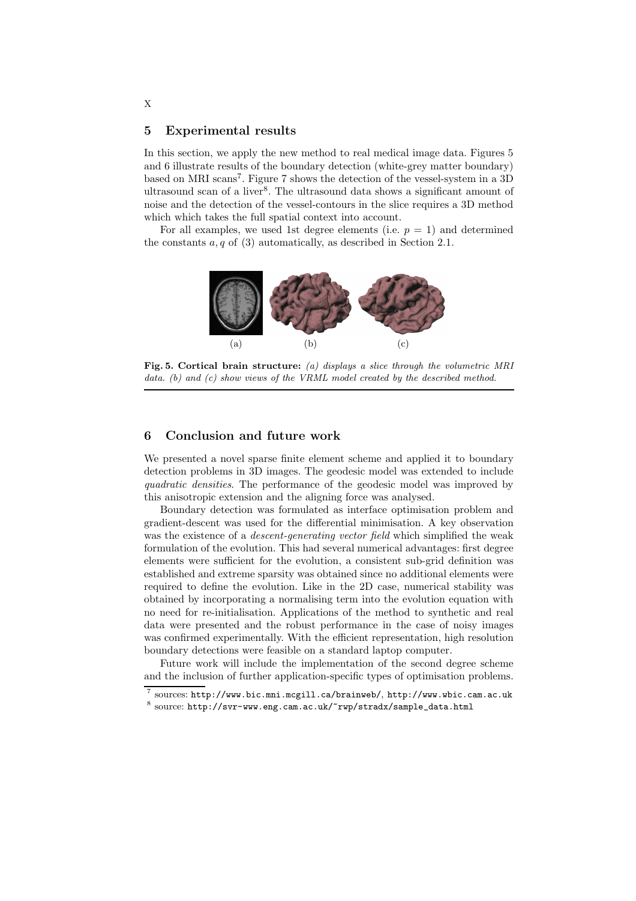## 5 Experimental results

In this section, we apply the new method to real medical image data. Figures 5 and 6 illustrate results of the boundary detection (white-grey matter boundary) based on MRI scans[7]. Figure 7 shows the detection of the vessel-system in a 3D ultrasound scan of a liver[8]. The ultrasound data shows a significant amount of noise and the detection of the vessel-contours in the slice requires a 3D method which which takes the full spatial context into account.

For all examples, we used 1st degree elements (i.e. $p = 1$) and determined the constants $a, q$ of (3) automatically, as described in Section 2.1.

(a) (b) (c)

**Fig. 5. Cortical brain structure:** *(a) displays a slice through the volumetric MRI data. (b) and (c) show views of the VRML model created by the described method.*

## 6 Conclusion and future work

We presented a novel sparse finite element scheme and applied it to boundary detection problems in 3D images. The geodesic model was extended to include *quadratic densities*. The performance of the geodesic model was improved by this anisotropic extension and the aligning force was analysed.

Boundary detection was formulated as interface optimisation problem and gradient-descent was used for the differential minimisation. A key observation was the existence of a *descent-generating vector field* which simplified the weak formulation of the evolution. This had several numerical advantages: first degree elements were sufficient for the evolution, a consistent sub-grid definition was established and extreme sparsity was obtained since no additional elements were required to define the evolution. Like in the 2D case, numerical stability was obtained by incorporating a normalising term into the evolution equation with no need for re-initialisation. Applications of the method to synthetic and real data were presented and the robust performance in the case of noisy images was confirmed experimentally. With the efficient representation, high resolution boundary detections were feasible on a standard laptop computer.

Future work will include the implementation of the second degree scheme and the inclusion of further application-specific types of optimisation problems.

---

[7] sources: `http://www.bic.mni.mcgill.ca/brainweb/`, `http://www.wbic.cam.ac.uk`

[8] source: `http://svr-www.eng.cam.ac.uk/~rwp/stradx/sample_data.html`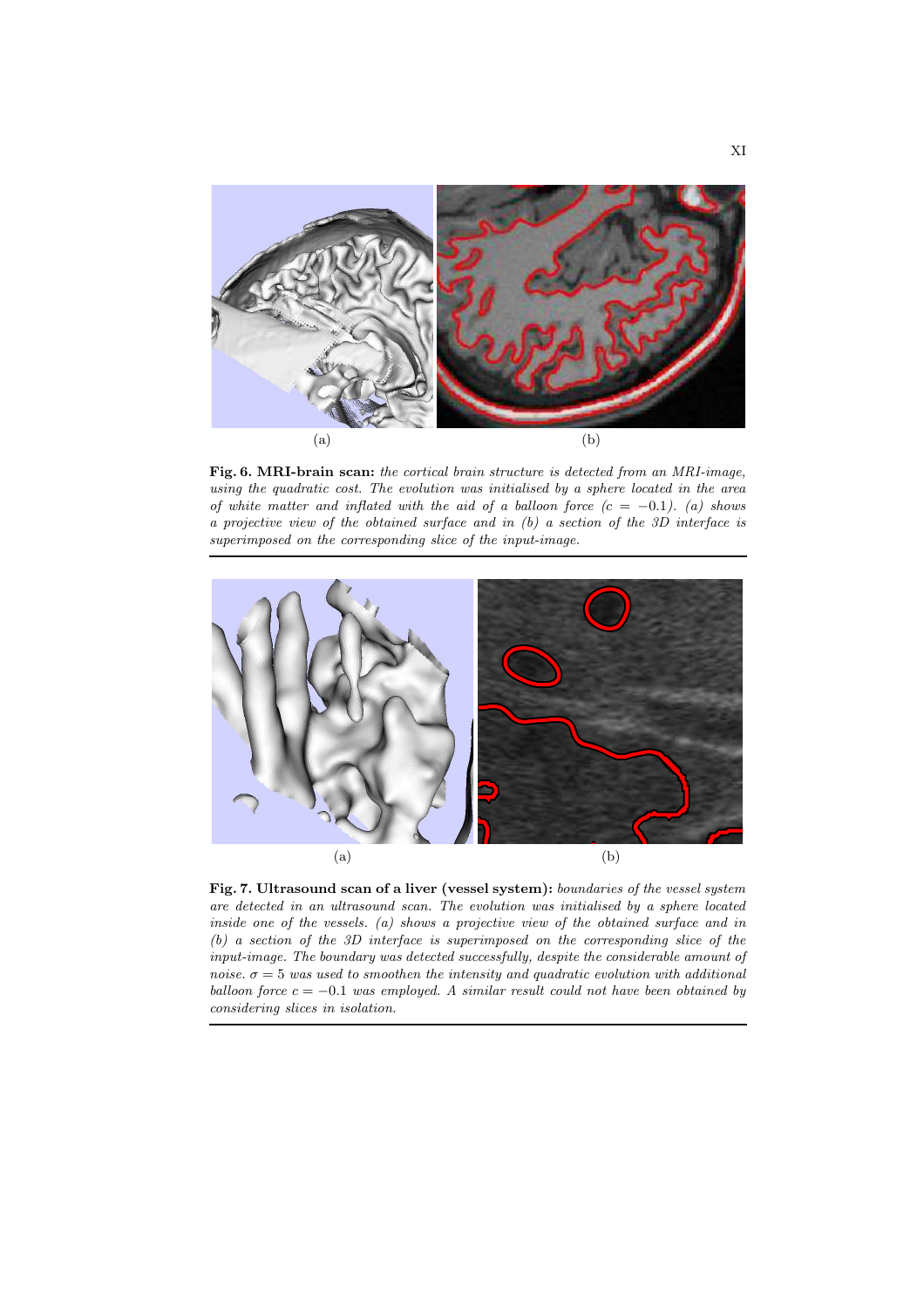(a) (b)

**Fig. 6. MRI-brain scan:** *the cortical brain structure is detected from an MRI-image, using the quadratic cost. The evolution was initialised by a sphere located in the area of white matter and inflated with the aid of a balloon force ($c = -0.1$). (a) shows a projective view of the obtained surface and in (b) a section of the 3D interface is superimposed on the corresponding slice of the input-image.*

(a) (b)

**Fig. 7. Ultrasound scan of a liver (vessel system):** *boundaries of the vessel system are detected in an ultrasound scan. The evolution was initialised by a sphere located inside one of the vessels. (a) shows a projective view of the obtained surface and in (b) a section of the 3D interface is superimposed on the corresponding slice of the input-image. The boundary was detected successfully, despite the considerable amount of noise. $\sigma = 5$ was used to smoothen the intensity and quadratic evolution with additional balloon force $c = -0.1$ was employed. A similar result could not have been obtained by considering slices in isolation.*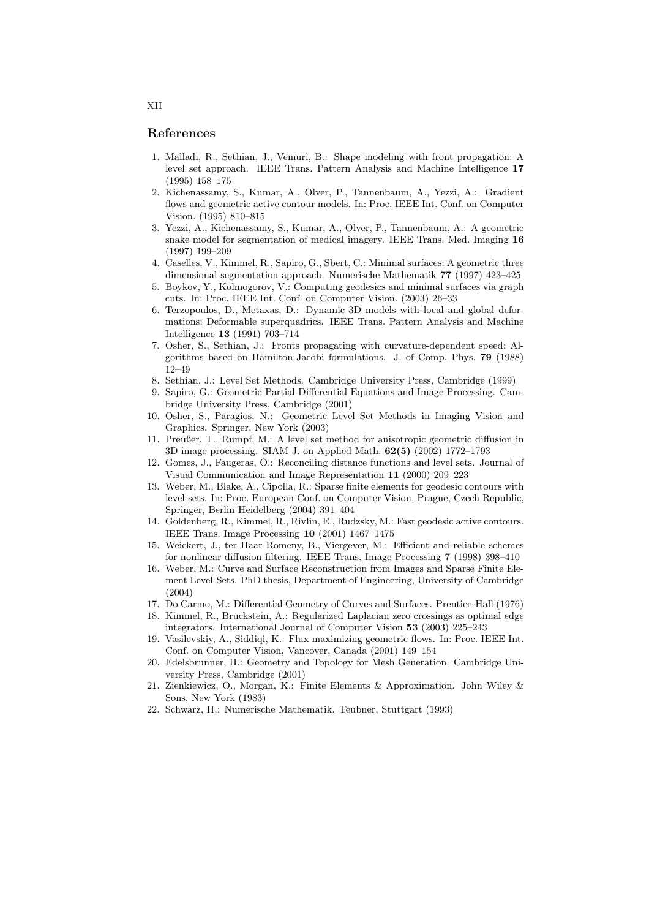## References

1. Malladi, R., Sethian, J., Vemuri, B.: Shape modeling with front propagation: A level set approach. IEEE Trans. Pattern Analysis and Machine Intelligence **17** (1995) 158–175
2. Kichenassamy, S., Kumar, A., Olver, P., Tannenbaum, A., Yezzi, A.: Gradient flows and geometric active contour models. In: Proc. IEEE Int. Conf. on Computer Vision. (1995) 810–815
3. Yezzi, A., Kichenassamy, S., Kumar, A., Olver, P., Tannenbaum, A.: A geometric snake model for segmentation of medical imagery. IEEE Trans. Med. Imaging **16** (1997) 199–209
4. Caselles, V., Kimmel, R., Sapiro, G., Sbert, C.: Minimal surfaces: A geometric three dimensional segmentation approach. Numerische Mathematik **77** (1997) 423–425
5. Boykov, Y., Kolmogorov, V.: Computing geodesics and minimal surfaces via graph cuts. In: Proc. IEEE Int. Conf. on Computer Vision. (2003) 26–33
6. Terzopoulos, D., Metaxas, D.: Dynamic 3D models with local and global deformations: Deformable superquadrics. IEEE Trans. Pattern Analysis and Machine Intelligence **13** (1991) 703–714
7. Osher, S., Sethian, J.: Fronts propagating with curvature-dependent speed: Algorithms based on Hamilton-Jacobi formulations. J. of Comp. Phys. **79** (1988) 12–49
8. Sethian, J.: Level Set Methods. Cambridge University Press, Cambridge (1999)
9. Sapiro, G.: Geometric Partial Differential Equations and Image Processing. Cambridge University Press, Cambridge (2001)
10. Osher, S., Paragios, N.: Geometric Level Set Methods in Imaging Vision and Graphics. Springer, New York (2003)
11. Preußer, T., Rumpf, M.: A level set method for anisotropic geometric diffusion in 3D image processing. SIAM J. on Applied Math. **62(5)** (2002) 1772–1793
12. Gomes, J., Faugeras, O.: Reconciling distance functions and level sets. Journal of Visual Communication and Image Representation **11** (2000) 209–223
13. Weber, M., Blake, A., Cipolla, R.: Sparse finite elements for geodesic contours with level-sets. In: Proc. European Conf. on Computer Vision, Prague, Czech Republic, Springer, Berlin Heidelberg (2004) 391–404
14. Goldenberg, R., Kimmel, R., Rivlin, E., Rudzsky, M.: Fast geodesic active contours. IEEE Trans. Image Processing **10** (2001) 1467–1475
15. Weickert, J., ter Haar Romeny, B., Viergever, M.: Efficient and reliable schemes for nonlinear diffusion filtering. IEEE Trans. Image Processing **7** (1998) 398–410
16. Weber, M.: Curve and Surface Reconstruction from Images and Sparse Finite Element Level-Sets. PhD thesis, Department of Engineering, University of Cambridge (2004)
17. Do Carmo, M.: Differential Geometry of Curves and Surfaces. Prentice-Hall (1976)
18. Kimmel, R., Bruckstein, A.: Regularized Laplacian zero crossings as optimal edge integrators. International Journal of Computer Vision **53** (2003) 225–243
19. Vasilevskiy, A., Siddiqi, K.: Flux maximizing geometric flows. In: Proc. IEEE Int. Conf. on Computer Vision, Vancover, Canada (2001) 149–154
20. Edelsbrunner, H.: Geometry and Topology for Mesh Generation. Cambridge University Press, Cambridge (2001)
21. Zienkiewicz, O., Morgan, K.: Finite Elements & Approximation. John Wiley & Sons, New York (1983)
22. Schwarz, H.: Numerische Mathematik. Teubner, Stuttgart (1993)